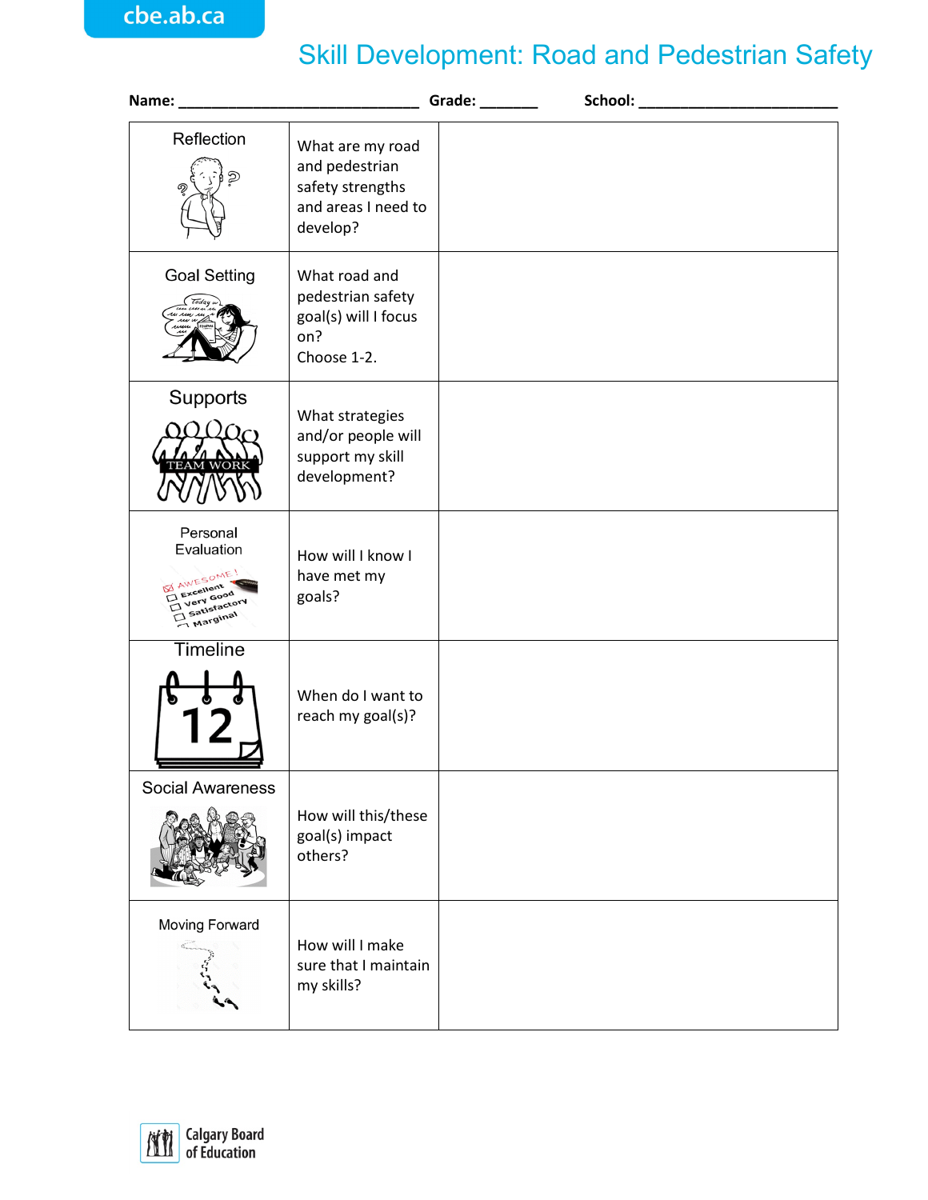cbe.ab.ca

# Skill Development: Road and Pedestrian Safety

**Name:** ______________________________ **Grade:** _______ **School:** ________________________

| | | |
|---|---|---|
| Reflection | What are my road and pedestrian safety strengths and areas I need to develop? | |
| Goal Setting | What road and pedestrian safety goal(s) will I focus on? Choose 1-2. | |
| Supports | What strategies and/or people will support my skill development? | |
| Personal Evaluation | How will I know I have met my goals? | |
| Timeline | When do I want to reach my goal(s)? | |
| Social Awareness | How will this/these goal(s) impact others? | |
| Moving Forward | How will I make sure that I maintain my skills? | |

Calgary Board of Education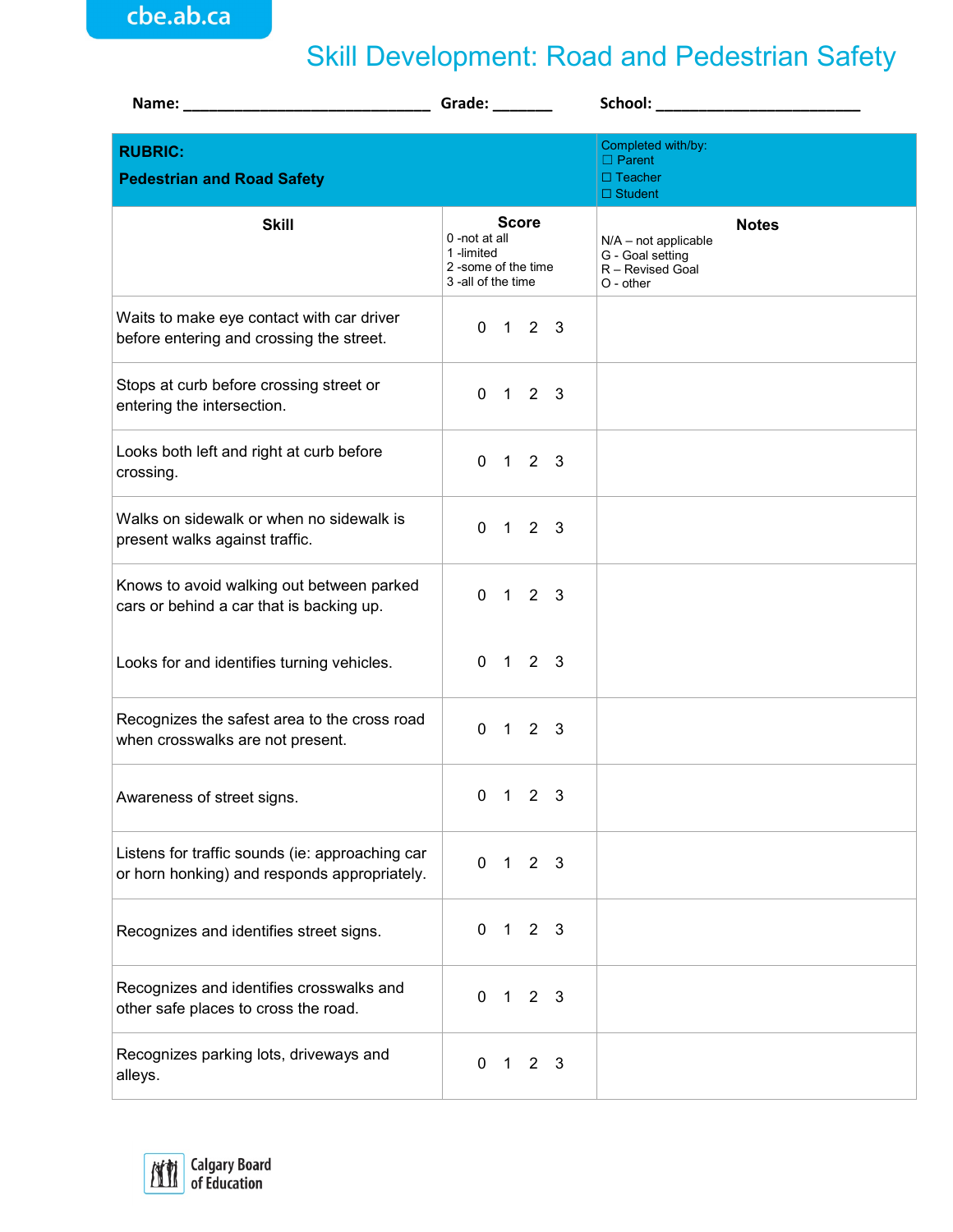# Skill Development: Road and Pedestrian Safety

**Name:** ______________________________ **Grade:** _______ **School:** _________________________

| **RUBRIC:** **Pedestrian and Road Safety** | | Completed with/by: ☐ Parent ☐ Teacher ☐ Student |
|---|---|---|
| **Skill** | **Score** 0 -not at all 1 -limited 2 -some of the time 3 -all of the time | **Notes** N/A – not applicable G - Goal setting R – Revised Goal O - other |
| Waits to make eye contact with car driver before entering and crossing the street. | 0 1 2 3 | |
| Stops at curb before crossing street or entering the intersection. | 0 1 2 3 | |
| Looks both left and right at curb before crossing. | 0 1 2 3 | |
| Walks on sidewalk or when no sidewalk is present walks against traffic. | 0 1 2 3 | |
| Knows to avoid walking out between parked cars or behind a car that is backing up. | 0 1 2 3 | |
| Looks for and identifies turning vehicles. | 0 1 2 3 | |
| Recognizes the safest area to the cross road when crosswalks are not present. | 0 1 2 3 | |
| Awareness of street signs. | 0 1 2 3 | |
| Listens for traffic sounds (ie: approaching car or horn honking) and responds appropriately. | 0 1 2 3 | |
| Recognizes and identifies street signs. | 0 1 2 3 | |
| Recognizes and identifies crosswalks and other safe places to cross the road. | 0 1 2 3 | |
| Recognizes parking lots, driveways and alleys. | 0 1 2 3 | |